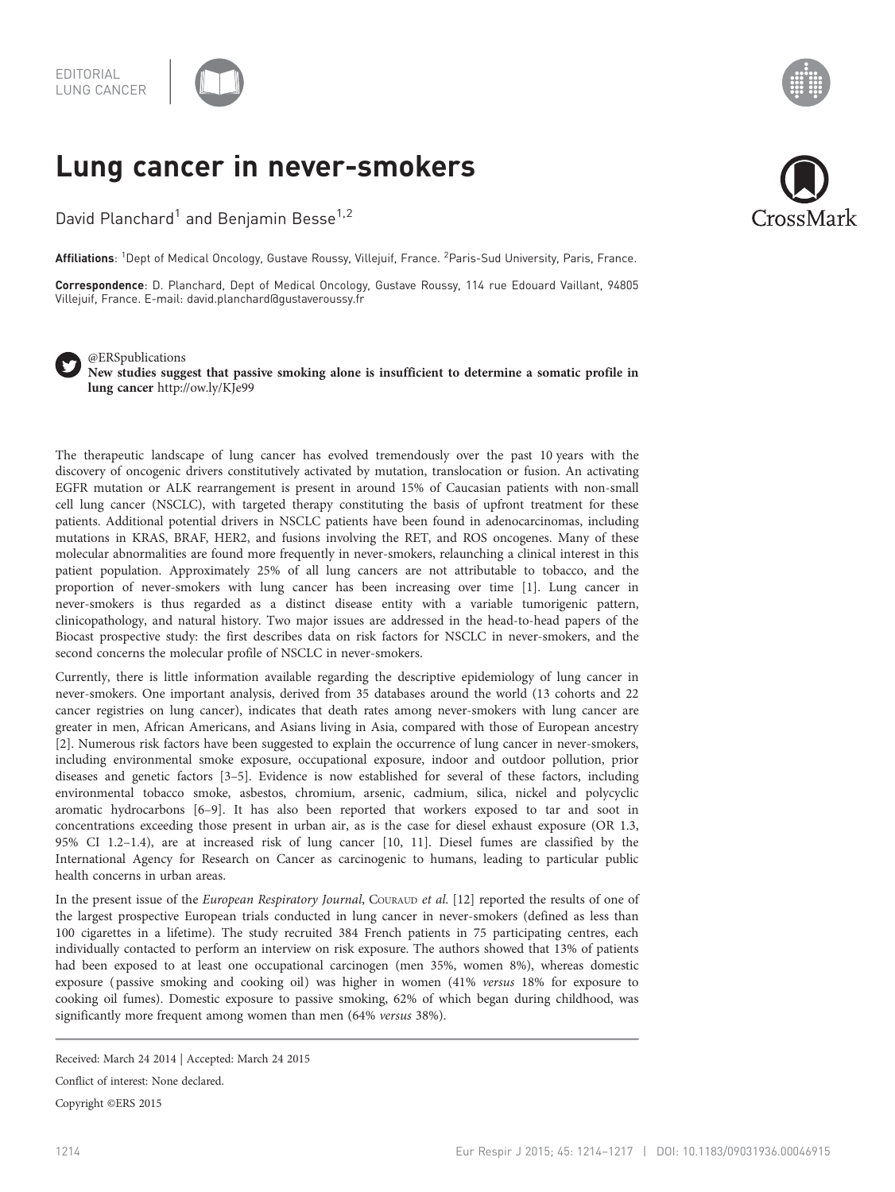EDITORIAL
LUNG CANCER

# Lung cancer in never-smokers

David Planchard[1] and Benjamin Besse[1,2]

**Affiliations**: [1]Dept of Medical Oncology, Gustave Roussy, Villejuif, France. [2]Paris-Sud University, Paris, France.

**Correspondence**: D. Planchard, Dept of Medical Oncology, Gustave Roussy, 114 rue Edouard Vaillant, 94805 Villejuif, France. E-mail: david.planchard@gustaveroussy.fr

@ERSpublications
**New studies suggest that passive smoking alone is insufficient to determine a somatic profile in lung cancer** http://ow.ly/KJe99

The therapeutic landscape of lung cancer has evolved tremendously over the past 10 years with the discovery of oncogenic drivers constitutively activated by mutation, translocation or fusion. An activating EGFR mutation or ALK rearrangement is present in around 15% of Caucasian patients with non-small cell lung cancer (NSCLC), with targeted therapy constituting the basis of upfront treatment for these patients. Additional potential drivers in NSCLC patients have been found in adenocarcinomas, including mutations in KRAS, BRAF, HER2, and fusions involving the RET, and ROS oncogenes. Many of these molecular abnormalities are found more frequently in never-smokers, relaunching a clinical interest in this patient population. Approximately 25% of all lung cancers are not attributable to tobacco, and the proportion of never-smokers with lung cancer has been increasing over time [1]. Lung cancer in never-smokers is thus regarded as a distinct disease entity with a variable tumorigenic pattern, clinicopathology, and natural history. Two major issues are addressed in the head-to-head papers of the Biocast prospective study: the first describes data on risk factors for NSCLC in never-smokers, and the second concerns the molecular profile of NSCLC in never-smokers.

Currently, there is little information available regarding the descriptive epidemiology of lung cancer in never-smokers. One important analysis, derived from 35 databases around the world (13 cohorts and 22 cancer registries on lung cancer), indicates that death rates among never-smokers with lung cancer are greater in men, African Americans, and Asians living in Asia, compared with those of European ancestry [2]. Numerous risk factors have been suggested to explain the occurrence of lung cancer in never-smokers, including environmental smoke exposure, occupational exposure, indoor and outdoor pollution, prior diseases and genetic factors [3–5]. Evidence is now established for several of these factors, including environmental tobacco smoke, asbestos, chromium, arsenic, cadmium, silica, nickel and polycyclic aromatic hydrocarbons [6–9]. It has also been reported that workers exposed to tar and soot in concentrations exceeding those present in urban air, as is the case for diesel exhaust exposure (OR 1.3, 95% CI 1.2–1.4), are at increased risk of lung cancer [10, 11]. Diesel fumes are classified by the International Agency for Research on Cancer as carcinogenic to humans, leading to particular public health concerns in urban areas.

In the present issue of the *European Respiratory Journal*, Couraud *et al.* [12] reported the results of one of the largest prospective European trials conducted in lung cancer in never-smokers (defined as less than 100 cigarettes in a lifetime). The study recruited 384 French patients in 75 participating centres, each individually contacted to perform an interview on risk exposure. The authors showed that 13% of patients had been exposed to at least one occupational carcinogen (men 35%, women 8%), whereas domestic exposure (passive smoking and cooking oil) was higher in women (41% *versus* 18% for exposure to cooking oil fumes). Domestic exposure to passive smoking, 62% of which began during childhood, was significantly more frequent among women than men (64% *versus* 38%).

Received: March 24 2014 | Accepted: March 24 2015

Conflict of interest: None declared.

Copyright ©ERS 2015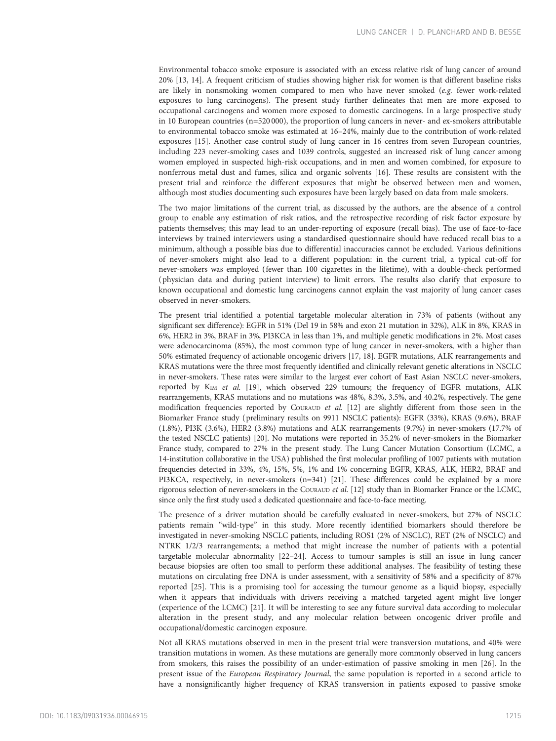Environmental tobacco smoke exposure is associated with an excess relative risk of lung cancer of around 20% [13, 14]. A frequent criticism of studies showing higher risk for women is that different baseline risks are likely in nonsmoking women compared to men who have never smoked (*e.g.* fewer work-related exposures to lung carcinogens). The present study further delineates that men are more exposed to occupational carcinogens and women more exposed to domestic carcinogens. In a large prospective study in 10 European countries (n=520 000), the proportion of lung cancers in never- and ex-smokers attributable to environmental tobacco smoke was estimated at 16–24%, mainly due to the contribution of work-related exposures [15]. Another case control study of lung cancer in 16 centres from seven European countries, including 223 never-smoking cases and 1039 controls, suggested an increased risk of lung cancer among women employed in suspected high-risk occupations, and in men and women combined, for exposure to nonferrous metal dust and fumes, silica and organic solvents [16]. These results are consistent with the present trial and reinforce the different exposures that might be observed between men and women, although most studies documenting such exposures have been largely based on data from male smokers.

The two major limitations of the current trial, as discussed by the authors, are the absence of a control group to enable any estimation of risk ratios, and the retrospective recording of risk factor exposure by patients themselves; this may lead to an under-reporting of exposure (recall bias). The use of face-to-face interviews by trained interviewers using a standardised questionnaire should have reduced recall bias to a minimum, although a possible bias due to differential inaccuracies cannot be excluded. Various definitions of never-smokers might also lead to a different population: in the current trial, a typical cut-off for never-smokers was employed (fewer than 100 cigarettes in the lifetime), with a double-check performed (physician data and during patient interview) to limit errors. The results also clarify that exposure to known occupational and domestic lung carcinogens cannot explain the vast majority of lung cancer cases observed in never-smokers.

The present trial identified a potential targetable molecular alteration in 73% of patients (without any significant sex difference): EGFR in 51% (Del 19 in 58% and exon 21 mutation in 32%), ALK in 8%, KRAS in 6%, HER2 in 3%, BRAF in 3%, PI3KCA in less than 1%, and multiple genetic modifications in 2%. Most cases were adenocarcinoma (85%), the most common type of lung cancer in never-smokers, with a higher than 50% estimated frequency of actionable oncogenic drivers [17, 18]. EGFR mutations, ALK rearrangements and KRAS mutations were the three most frequently identified and clinically relevant genetic alterations in NSCLC in never-smokers. These rates were similar to the largest ever cohort of East Asian NSCLC never-smokers, reported by Kim *et al.* [19], which observed 229 tumours; the frequency of EGFR mutations, ALK rearrangements, KRAS mutations and no mutations was 48%, 8.3%, 3.5%, and 40.2%, respectively. The gene modification frequencies reported by Couraud *et al.* [12] are slightly different from those seen in the Biomarker France study (preliminary results on 9911 NSCLC patients): EGFR (33%), KRAS (9.6%), BRAF (1.8%), PI3K (3.6%), HER2 (3.8%) mutations and ALK rearrangements (9.7%) in never-smokers (17.7% of the tested NSCLC patients) [20]. No mutations were reported in 35.2% of never-smokers in the Biomarker France study, compared to 27% in the present study. The Lung Cancer Mutation Consortium (LCMC, a 14-institution collaborative in the USA) published the first molecular profiling of 1007 patients with mutation frequencies detected in 33%, 4%, 15%, 5%, 1% and 1% concerning EGFR, KRAS, ALK, HER2, BRAF and PI3KCA, respectively, in never-smokers (n=341) [21]. These differences could be explained by a more rigorous selection of never-smokers in the Couraud *et al.* [12] study than in Biomarker France or the LCMC, since only the first study used a dedicated questionnaire and face-to-face meeting.

The presence of a driver mutation should be carefully evaluated in never-smokers, but 27% of NSCLC patients remain "wild-type" in this study. More recently identified biomarkers should therefore be investigated in never-smoking NSCLC patients, including ROS1 (2% of NSCLC), RET (2% of NSCLC) and NTRK 1/2/3 rearrangements; a method that might increase the number of patients with a potential targetable molecular abnormality [22–24]. Access to tumour samples is still an issue in lung cancer because biopsies are often too small to perform these additional analyses. The feasibility of testing these mutations on circulating free DNA is under assessment, with a sensitivity of 58% and a specificity of 87% reported [25]. This is a promising tool for accessing the tumour genome as a liquid biopsy, especially when it appears that individuals with drivers receiving a matched targeted agent might live longer (experience of the LCMC) [21]. It will be interesting to see any future survival data according to molecular alteration in the present study, and any molecular relation between oncogenic driver profile and occupational/domestic carcinogen exposure.

Not all KRAS mutations observed in men in the present trial were transversion mutations, and 40% were transition mutations in women. As these mutations are generally more commonly observed in lung cancers from smokers, this raises the possibility of an under-estimation of passive smoking in men [26]. In the present issue of the *European Respiratory Journal*, the same population is reported in a second article to have a nonsignificantly higher frequency of KRAS transversion in patients exposed to passive smoke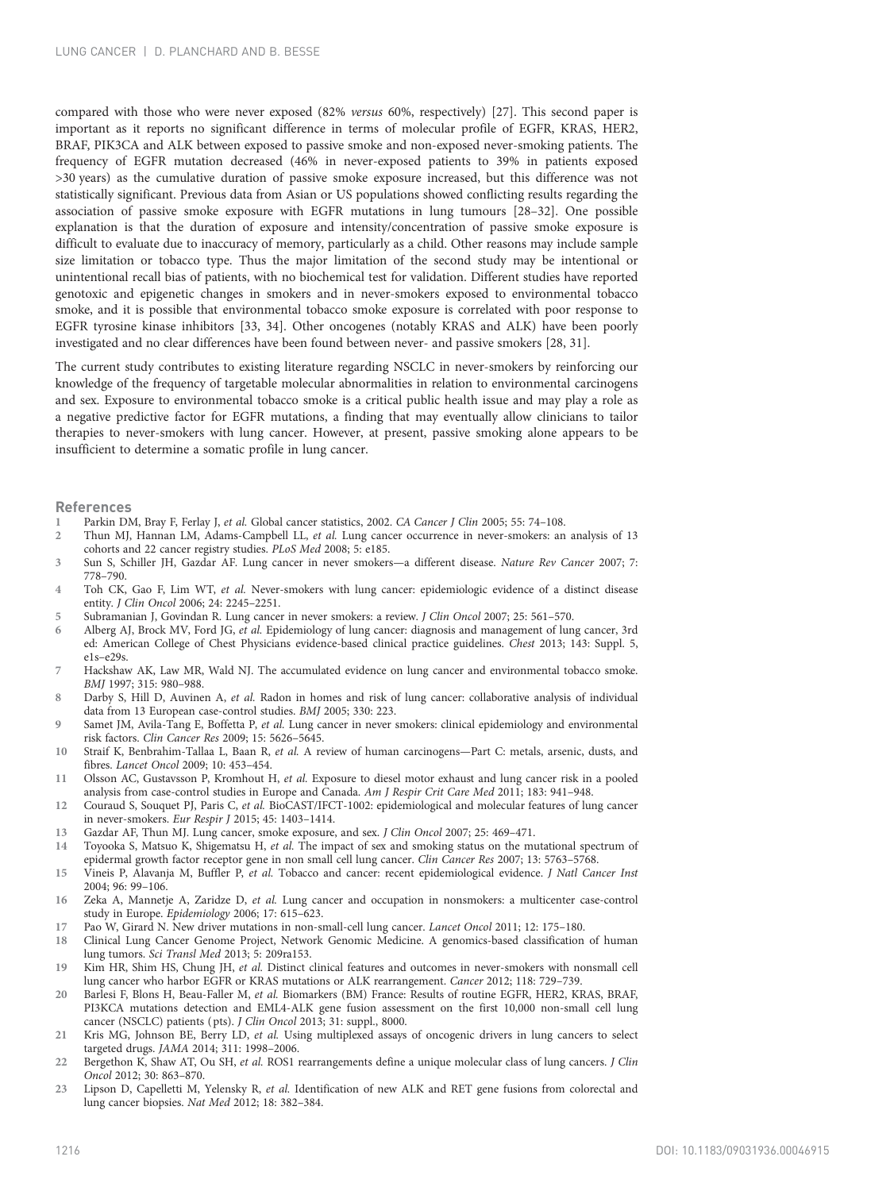compared with those who were never exposed (82% *versus* 60%, respectively) [27]. This second paper is important as it reports no significant difference in terms of molecular profile of EGFR, KRAS, HER2, BRAF, PIK3CA and ALK between exposed to passive smoke and non-exposed never-smoking patients. The frequency of EGFR mutation decreased (46% in never-exposed patients to 39% in patients exposed >30 years) as the cumulative duration of passive smoke exposure increased, but this difference was not statistically significant. Previous data from Asian or US populations showed conflicting results regarding the association of passive smoke exposure with EGFR mutations in lung tumours [28–32]. One possible explanation is that the duration of exposure and intensity/concentration of passive smoke exposure is difficult to evaluate due to inaccuracy of memory, particularly as a child. Other reasons may include sample size limitation or tobacco type. Thus the major limitation of the second study may be intentional or unintentional recall bias of patients, with no biochemical test for validation. Different studies have reported genotoxic and epigenetic changes in smokers and in never-smokers exposed to environmental tobacco smoke, and it is possible that environmental tobacco smoke exposure is correlated with poor response to EGFR tyrosine kinase inhibitors [33, 34]. Other oncogenes (notably KRAS and ALK) have been poorly investigated and no clear differences have been found between never- and passive smokers [28, 31].

The current study contributes to existing literature regarding NSCLC in never-smokers by reinforcing our knowledge of the frequency of targetable molecular abnormalities in relation to environmental carcinogens and sex. Exposure to environmental tobacco smoke is a critical public health issue and may play a role as a negative predictive factor for EGFR mutations, a finding that may eventually allow clinicians to tailor therapies to never-smokers with lung cancer. However, at present, passive smoking alone appears to be insufficient to determine a somatic profile in lung cancer.

## References

1. Parkin DM, Bray F, Ferlay J, *et al.* Global cancer statistics, 2002. *CA Cancer J Clin* 2005; 55: 74–108.
2. Thun MJ, Hannan LM, Adams-Campbell LL, *et al.* Lung cancer occurrence in never-smokers: an analysis of 13 cohorts and 22 cancer registry studies. *PLoS Med* 2008; 5: e185.
3. Sun S, Schiller JH, Gazdar AF. Lung cancer in never smokers—a different disease. *Nature Rev Cancer* 2007; 7: 778–790.
4. Toh CK, Gao F, Lim WT, *et al.* Never-smokers with lung cancer: epidemiologic evidence of a distinct disease entity. *J Clin Oncol* 2006; 24: 2245–2251.
5. Subramanian J, Govindan R. Lung cancer in never smokers: a review. *J Clin Oncol* 2007; 25: 561–570.
6. Alberg AJ, Brock MV, Ford JG, *et al.* Epidemiology of lung cancer: diagnosis and management of lung cancer, 3rd ed: American College of Chest Physicians evidence-based clinical practice guidelines. *Chest* 2013; 143: Suppl. 5, e1s–e29s.
7. Hackshaw AK, Law MR, Wald NJ. The accumulated evidence on lung cancer and environmental tobacco smoke. *BMJ* 1997; 315: 980–988.
8. Darby S, Hill D, Auvinen A, *et al.* Radon in homes and risk of lung cancer: collaborative analysis of individual data from 13 European case-control studies. *BMJ* 2005; 330: 223.
9. Samet JM, Avila-Tang E, Boffetta P, *et al.* Lung cancer in never smokers: clinical epidemiology and environmental risk factors. *Clin Cancer Res* 2009; 15: 5626–5645.
10. Straif K, Benbrahim-Tallaa L, Baan R, *et al.* A review of human carcinogens—Part C: metals, arsenic, dusts, and fibres. *Lancet Oncol* 2009; 10: 453–454.
11. Olsson AC, Gustavsson P, Kromhout H, *et al.* Exposure to diesel motor exhaust and lung cancer risk in a pooled analysis from case-control studies in Europe and Canada. *Am J Respir Crit Care Med* 2011; 183: 941–948.
12. Couraud S, Souquet PJ, Paris C, *et al.* BioCAST/IFCT-1002: epidemiological and molecular features of lung cancer in never-smokers. *Eur Respir J* 2015; 45: 1403–1414.
13. Gazdar AF, Thun MJ. Lung cancer, smoke exposure, and sex. *J Clin Oncol* 2007; 25: 469–471.
14. Toyooka S, Matsuo K, Shigematsu H, *et al.* The impact of sex and smoking status on the mutational spectrum of epidermal growth factor receptor gene in non small cell lung cancer. *Clin Cancer Res* 2007; 13: 5763–5768.
15. Vineis P, Alavanja M, Buffler P, *et al.* Tobacco and cancer: recent epidemiological evidence. *J Natl Cancer Inst* 2004; 96: 99–106.
16. Zeka A, Mannetje A, Zaridze D, *et al.* Lung cancer and occupation in nonsmokers: a multicenter case-control study in Europe. *Epidemiology* 2006; 17: 615–623.
17. Pao W, Girard N. New driver mutations in non-small-cell lung cancer. *Lancet Oncol* 2011; 12: 175–180.
18. Clinical Lung Cancer Genome Project, Network Genomic Medicine. A genomics-based classification of human lung tumors. *Sci Transl Med* 2013; 5: 209ra153.
19. Kim HR, Shim HS, Chung JH, *et al.* Distinct clinical features and outcomes in never-smokers with nonsmall cell lung cancer who harbor EGFR or KRAS mutations or ALK rearrangement. *Cancer* 2012; 118: 729–739.
20. Barlesi F, Blons H, Beau-Faller M, *et al.* Biomarkers (BM) France: Results of routine EGFR, HER2, KRAS, BRAF, PI3KCA mutations detection and EML4-ALK gene fusion assessment on the first 10,000 non-small cell lung cancer (NSCLC) patients (pts). *J Clin Oncol* 2013; 31: suppl., 8000.
21. Kris MG, Johnson BE, Berry LD, *et al.* Using multiplexed assays of oncogenic drivers in lung cancers to select targeted drugs. *JAMA* 2014; 311: 1998–2006.
22. Bergethon K, Shaw AT, Ou SH, *et al.* ROS1 rearrangements define a unique molecular class of lung cancers. *J Clin Oncol* 2012; 30: 863–870.
23. Lipson D, Capelletti M, Yelensky R, *et al.* Identification of new ALK and RET gene fusions from colorectal and lung cancer biopsies. *Nat Med* 2012; 18: 382–384.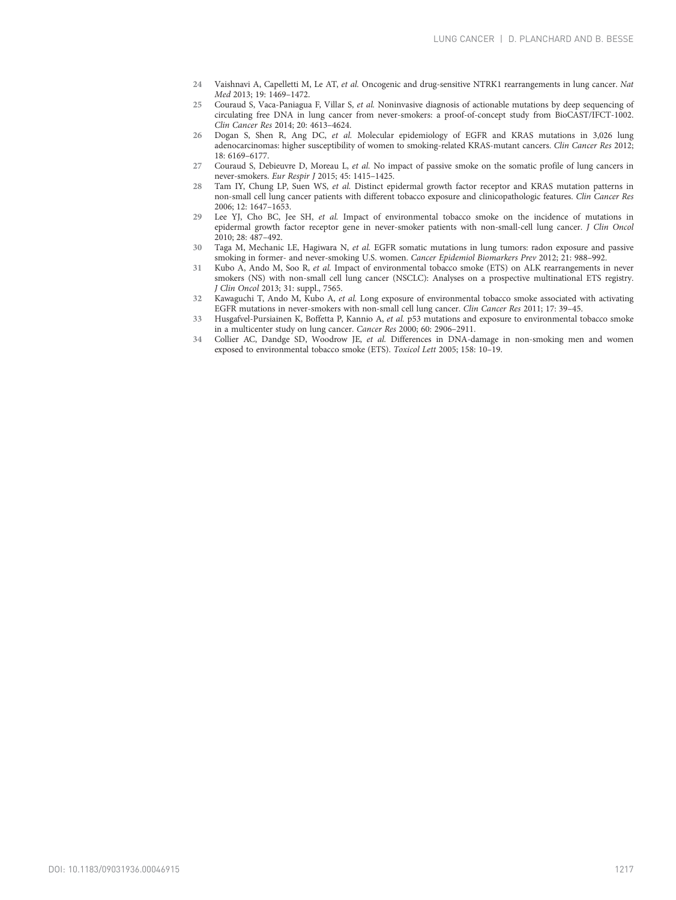24 Vaishnavi A, Capelletti M, Le AT, *et al.* Oncogenic and drug-sensitive NTRK1 rearrangements in lung cancer. *Nat Med* 2013; 19: 1469–1472.

25 Couraud S, Vaca-Paniagua F, Villar S, *et al.* Noninvasive diagnosis of actionable mutations by deep sequencing of circulating free DNA in lung cancer from never-smokers: a proof-of-concept study from BioCAST/IFCT-1002. *Clin Cancer Res* 2014; 20: 4613–4624.

26 Dogan S, Shen R, Ang DC, *et al.* Molecular epidemiology of EGFR and KRAS mutations in 3,026 lung adenocarcinomas: higher susceptibility of women to smoking-related KRAS-mutant cancers. *Clin Cancer Res* 2012; 18: 6169–6177.

27 Couraud S, Debieuvre D, Moreau L, *et al.* No impact of passive smoke on the somatic profile of lung cancers in never-smokers. *Eur Respir J* 2015; 45: 1415–1425.

28 Tam IY, Chung LP, Suen WS, *et al.* Distinct epidermal growth factor receptor and KRAS mutation patterns in non-small cell lung cancer patients with different tobacco exposure and clinicopathologic features. *Clin Cancer Res* 2006; 12: 1647–1653.

29 Lee YJ, Cho BC, Jee SH, *et al.* Impact of environmental tobacco smoke on the incidence of mutations in epidermal growth factor receptor gene in never-smoker patients with non-small-cell lung cancer. *J Clin Oncol* 2010; 28: 487–492.

30 Taga M, Mechanic LE, Hagiwara N, *et al.* EGFR somatic mutations in lung tumors: radon exposure and passive smoking in former- and never-smoking U.S. women. *Cancer Epidemiol Biomarkers Prev* 2012; 21: 988–992.

31 Kubo A, Ando M, Soo R, *et al.* Impact of environmental tobacco smoke (ETS) on ALK rearrangements in never smokers (NS) with non-small cell lung cancer (NSCLC): Analyses on a prospective multinational ETS registry. *J Clin Oncol* 2013; 31: suppl., 7565.

32 Kawaguchi T, Ando M, Kubo A, *et al.* Long exposure of environmental tobacco smoke associated with activating EGFR mutations in never-smokers with non-small cell lung cancer. *Clin Cancer Res* 2011; 17: 39–45.

33 Husgafvel-Pursiainen K, Boffetta P, Kannio A, *et al.* p53 mutations and exposure to environmental tobacco smoke in a multicenter study on lung cancer. *Cancer Res* 2000; 60: 2906–2911.

34 Collier AC, Dandge SD, Woodrow JE, *et al.* Differences in DNA-damage in non-smoking men and women exposed to environmental tobacco smoke (ETS). *Toxicol Lett* 2005; 158: 10–19.